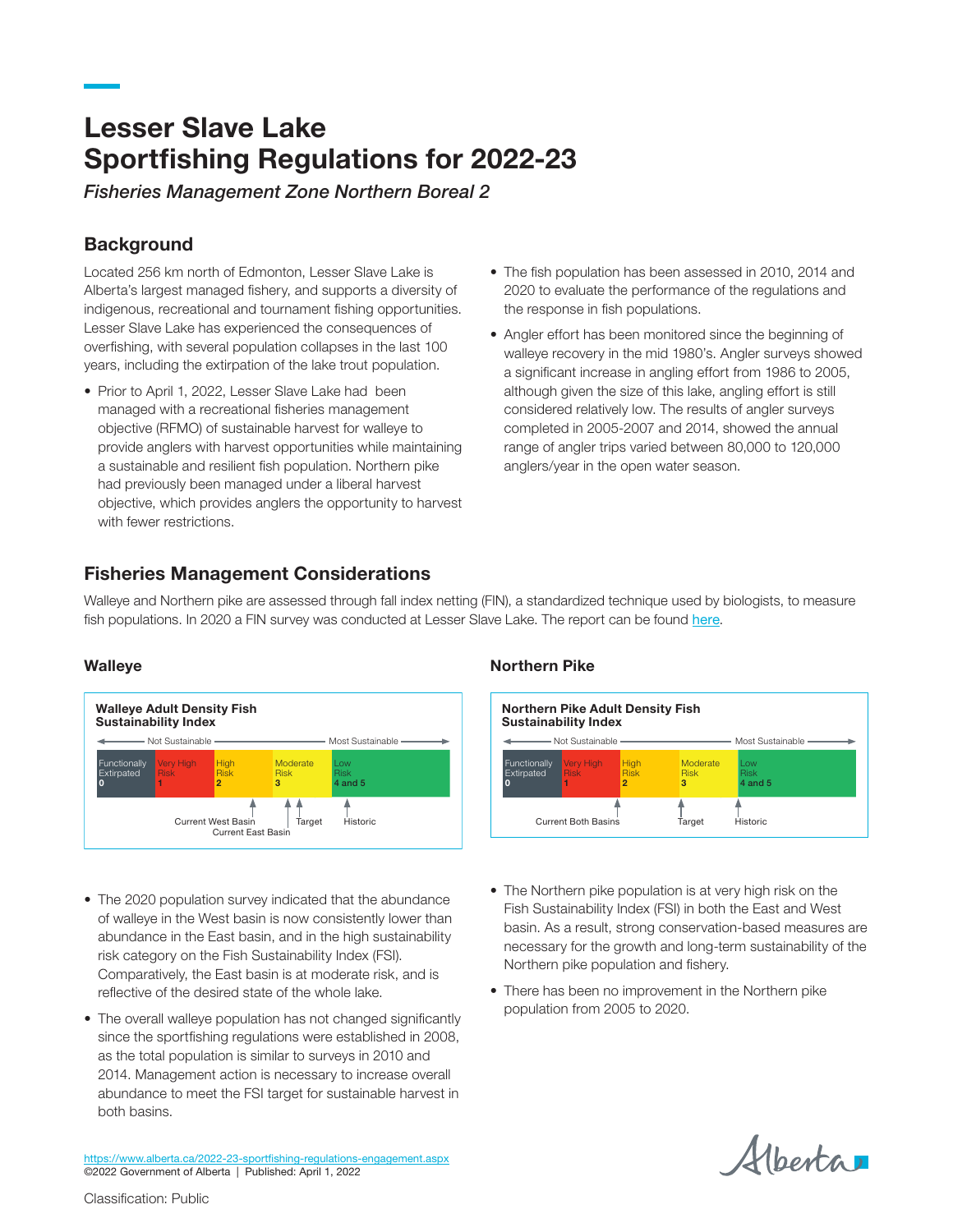# Lesser Slave Lake Sportfishing Regulations for 2022-23

*Fisheries Management Zone Northern Boreal 2*

## Background

Located 256 km north of Edmonton, Lesser Slave Lake is Alberta's largest managed fishery, and supports a diversity of indigenous, recreational and tournament fishing opportunities. Lesser Slave Lake has experienced the consequences of overfishing, with several population collapses in the last 100 years, including the extirpation of the lake trout population.

- Prior to April 1, 2022, Lesser Slave Lake had been managed with a recreational fisheries management objective (RFMO) of sustainable harvest for walleye to provide anglers with harvest opportunities while maintaining a sustainable and resilient fish population. Northern pike had previously been managed under a liberal harvest objective, which provides anglers the opportunity to harvest with fewer restrictions.
- The fish population has been assessed in 2010, 2014 and 2020 to evaluate the performance of the regulations and the response in fish populations.
- Angler effort has been monitored since the beginning of walleye recovery in the mid 1980's. Angler surveys showed a significant increase in angling effort from 1986 to 2005, although given the size of this lake, angling effort is still considered relatively low. The results of angler surveys completed in 2005-2007 and 2014, showed the annual range of angler trips varied between 80,000 to 120,000 anglers/year in the open water season.

## Fisheries Management Considerations

Walleye and Northern pike are assessed through fall index netting (FIN), a standardized technique used by biologists, to measure fish populations. In 2020 a FIN survey was conducted at Lesser Slave Lake. The report can be found here.

### Walleye

**Walleye Adult Density Fish Sustainability Index**

← Not Sustainable — Most Sustainable →

| Functionally Extirpated 0 | Very High Risk 1 | High Risk 2 | Moderate Risk 3 | Low Risk 4 and 5 |
|---|---|---|---|---|

Markers: Current West Basin; Current East Basin; Target; Historic

- The 2020 population survey indicated that the abundance of walleye in the West basin is now consistently lower than abundance in the East basin, and in the high sustainability risk category on the Fish Sustainability Index (FSI). Comparatively, the East basin is at moderate risk, and is reflective of the desired state of the whole lake.
- The overall walleye population has not changed significantly since the sportfishing regulations were established in 2008, as the total population is similar to surveys in 2010 and 2014. Management action is necessary to increase overall abundance to meet the FSI target for sustainable harvest in both basins.

### Northern Pike

**Northern Pike Adult Density Fish Sustainability Index**

← Not Sustainable — Most Sustainable →

| Functionally Extirpated 0 | Very High Risk 1 | High Risk 2 | Moderate Risk 3 | Low Risk 4 and 5 |
|---|---|---|---|---|

Markers: Current Both Basins; Target; Historic

- The Northern pike population is at very high risk on the Fish Sustainability Index (FSI) in both the East and West basin. As a result, strong conservation-based measures are necessary for the growth and long-term sustainability of the Northern pike population and fishery.
- There has been no improvement in the Northern pike population from 2005 to 2020.

https://www.alberta.ca/2022-23-sportfishing-regulations-engagement.aspx
©2022 Government of Alberta | Published: April 1, 2022

Classification: Public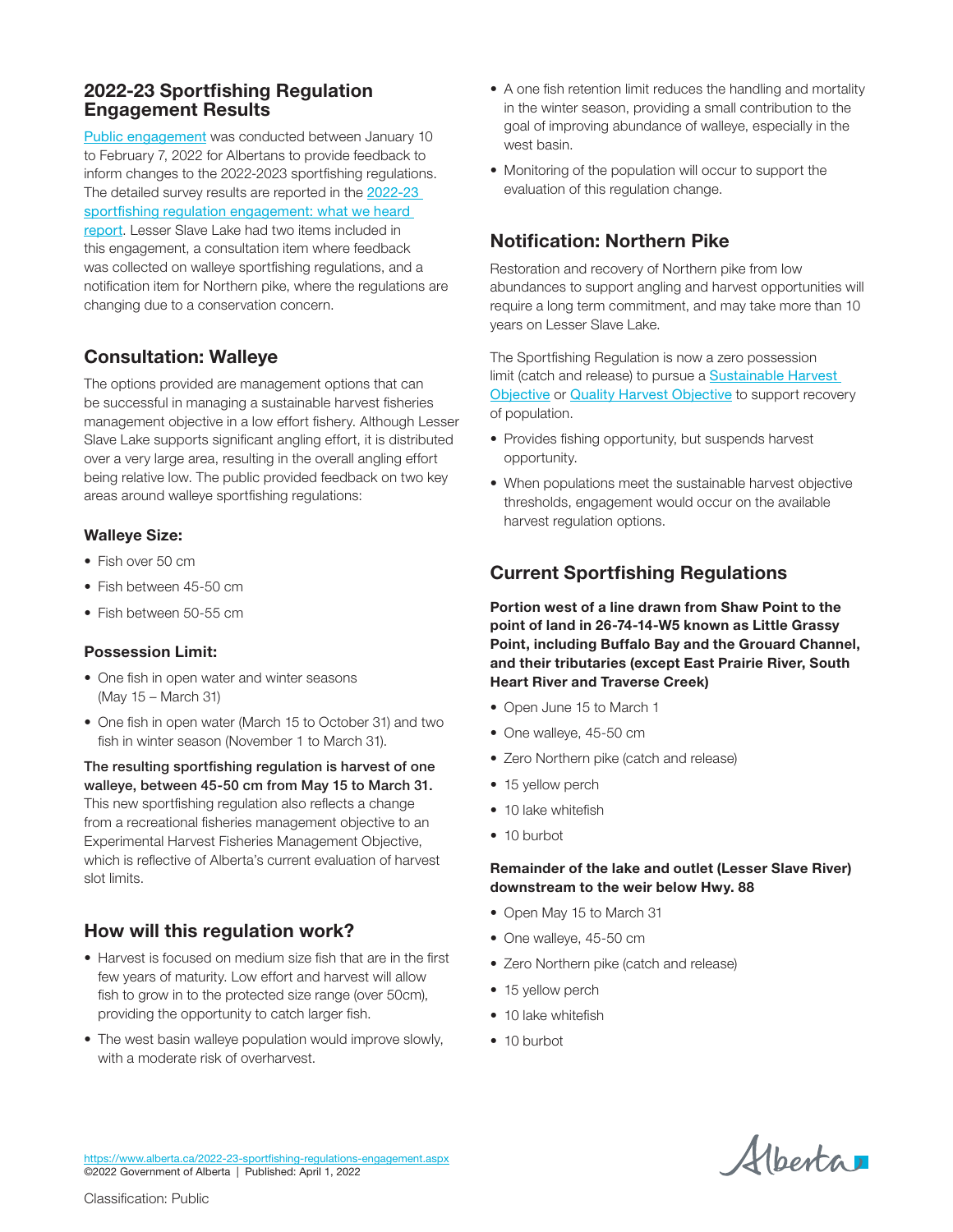## 2022-23 Sportfishing Regulation Engagement Results

Public engagement was conducted between January 10 to February 7, 2022 for Albertans to provide feedback to inform changes to the 2022-2023 sportfishing regulations. The detailed survey results are reported in the 2022-23 sportfishing regulation engagement: what we heard report. Lesser Slave Lake had two items included in this engagement, a consultation item where feedback was collected on walleye sportfishing regulations, and a notification item for Northern pike, where the regulations are changing due to a conservation concern.

## Consultation: Walleye

The options provided are management options that can be successful in managing a sustainable harvest fisheries management objective in a low effort fishery. Although Lesser Slave Lake supports significant angling effort, it is distributed over a very large area, resulting in the overall angling effort being relative low. The public provided feedback on two key areas around walleye sportfishing regulations:

### Walleye Size:

- Fish over 50 cm
- Fish between 45-50 cm
- Fish between 50-55 cm

### Possession Limit:

- One fish in open water and winter seasons (May 15 – March 31)
- One fish in open water (March 15 to October 31) and two fish in winter season (November 1 to March 31).

**The resulting sportfishing regulation is harvest of one walleye, between 45-50 cm from May 15 to March 31.** This new sportfishing regulation also reflects a change from a recreational fisheries management objective to an Experimental Harvest Fisheries Management Objective, which is reflective of Alberta's current evaluation of harvest slot limits.

## How will this regulation work?

- Harvest is focused on medium size fish that are in the first few years of maturity. Low effort and harvest will allow fish to grow in to the protected size range (over 50cm), providing the opportunity to catch larger fish.
- The west basin walleye population would improve slowly, with a moderate risk of overharvest.
- A one fish retention limit reduces the handling and mortality in the winter season, providing a small contribution to the goal of improving abundance of walleye, especially in the west basin.
- Monitoring of the population will occur to support the evaluation of this regulation change.

## Notification: Northern Pike

Restoration and recovery of Northern pike from low abundances to support angling and harvest opportunities will require a long term commitment, and may take more than 10 years on Lesser Slave Lake.

The Sportfishing Regulation is now a zero possession limit (catch and release) to pursue a Sustainable Harvest Objective or Quality Harvest Objective to support recovery of population.

- Provides fishing opportunity, but suspends harvest opportunity.
- When populations meet the sustainable harvest objective thresholds, engagement would occur on the available harvest regulation options.

## Current Sportfishing Regulations

**Portion west of a line drawn from Shaw Point to the point of land in 26-74-14-W5 known as Little Grassy Point, including Buffalo Bay and the Grouard Channel, and their tributaries (except East Prairie River, South Heart River and Traverse Creek)**

- Open June 15 to March 1
- One walleye, 45-50 cm
- Zero Northern pike (catch and release)
- 15 yellow perch
- 10 lake whitefish
- 10 burbot

**Remainder of the lake and outlet (Lesser Slave River) downstream to the weir below Hwy. 88**

- Open May 15 to March 31
- One walleye, 45-50 cm
- Zero Northern pike (catch and release)
- 15 yellow perch
- 10 lake whitefish
- 10 burbot

https://www.alberta.ca/2022-23-sportfishing-regulations-engagement.aspx
©2022 Government of Alberta | Published: April 1, 2022

Classification: Public